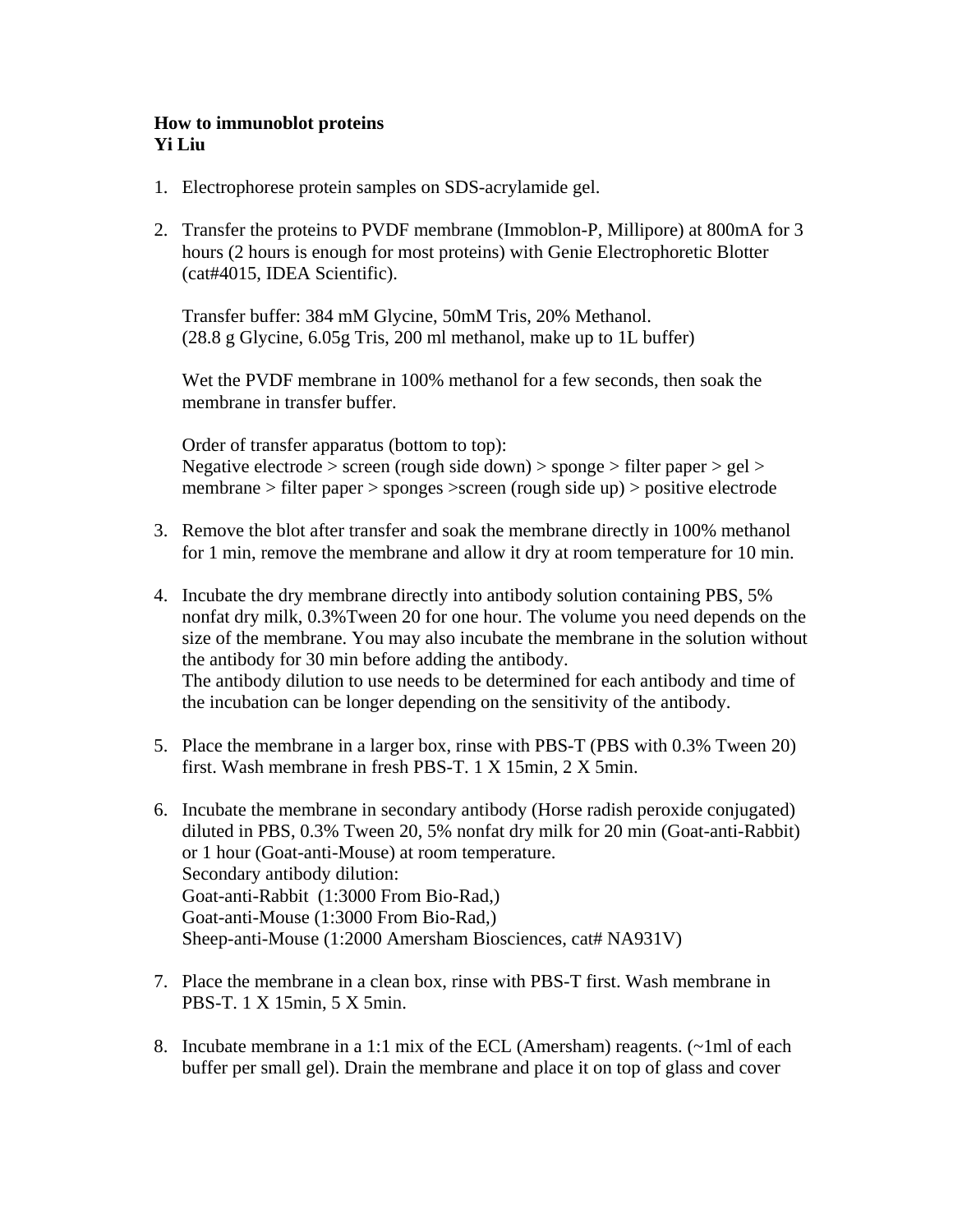**How to immunoblot proteins**
**Yi Liu**

1. Electrophorese protein samples on SDS-acrylamide gel.

2. Transfer the proteins to PVDF membrane (Immoblon-P, Millipore) at 800mA for 3 hours (2 hours is enough for most proteins) with Genie Electrophoretic Blotter (cat#4015, IDEA Scientific).

   Transfer buffer: 384 mM Glycine, 50mM Tris, 20% Methanol.
   (28.8 g Glycine, 6.05g Tris, 200 ml methanol, make up to 1L buffer)

   Wet the PVDF membrane in 100% methanol for a few seconds, then soak the membrane in transfer buffer.

   Order of transfer apparatus (bottom to top):
   Negative electrode > screen (rough side down) > sponge > filter paper > gel > membrane > filter paper > sponges >screen (rough side up) > positive electrode

3. Remove the blot after transfer and soak the membrane directly in 100% methanol for 1 min, remove the membrane and allow it dry at room temperature for 10 min.

4. Incubate the dry membrane directly into antibody solution containing PBS, 5% nonfat dry milk, 0.3%Tween 20 for one hour. The volume you need depends on the size of the membrane. You may also incubate the membrane in the solution without the antibody for 30 min before adding the antibody.
   The antibody dilution to use needs to be determined for each antibody and time of the incubation can be longer depending on the sensitivity of the antibody.

5. Place the membrane in a larger box, rinse with PBS-T (PBS with 0.3% Tween 20) first. Wash membrane in fresh PBS-T. 1 X 15min, 2 X 5min.

6. Incubate the membrane in secondary antibody (Horse radish peroxide conjugated) diluted in PBS, 0.3% Tween 20, 5% nonfat dry milk for 20 min (Goat-anti-Rabbit) or 1 hour (Goat-anti-Mouse) at room temperature.
   Secondary antibody dilution:
   Goat-anti-Rabbit (1:3000 From Bio-Rad,)
   Goat-anti-Mouse (1:3000 From Bio-Rad,)
   Sheep-anti-Mouse (1:2000 Amersham Biosciences, cat# NA931V)

7. Place the membrane in a clean box, rinse with PBS-T first. Wash membrane in PBS-T. 1 X 15min, 5 X 5min.

8. Incubate membrane in a 1:1 mix of the ECL (Amersham) reagents. (~1ml of each buffer per small gel). Drain the membrane and place it on top of glass and cover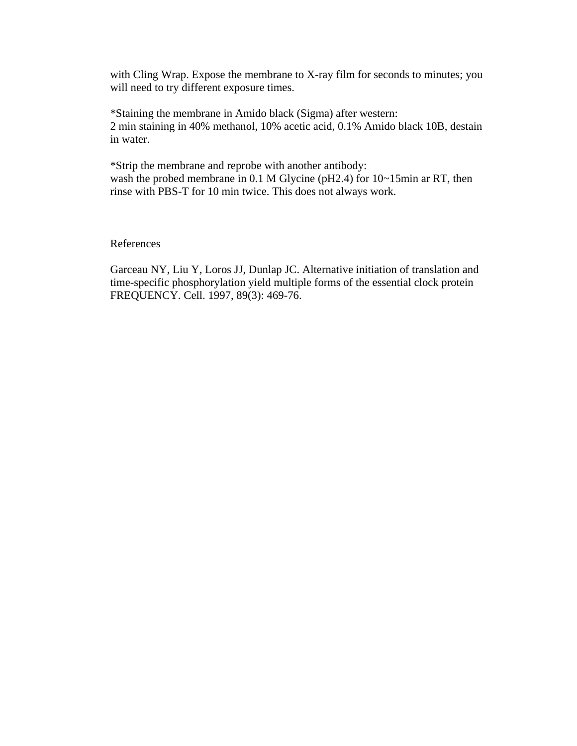with Cling Wrap. Expose the membrane to X-ray film for seconds to minutes; you will need to try different exposure times.

*Staining the membrane in Amido black (Sigma) after western:
2 min staining in 40% methanol, 10% acetic acid, 0.1% Amido black 10B, destain in water.

*Strip the membrane and reprobe with another antibody:
wash the probed membrane in 0.1 M Glycine (pH2.4) for 10~15min ar RT, then rinse with PBS-T for 10 min twice. This does not always work.

References

Garceau NY, Liu Y, Loros JJ, Dunlap JC. Alternative initiation of translation and time-specific phosphorylation yield multiple forms of the essential clock protein FREQUENCY. Cell. 1997, 89(3): 469-76.